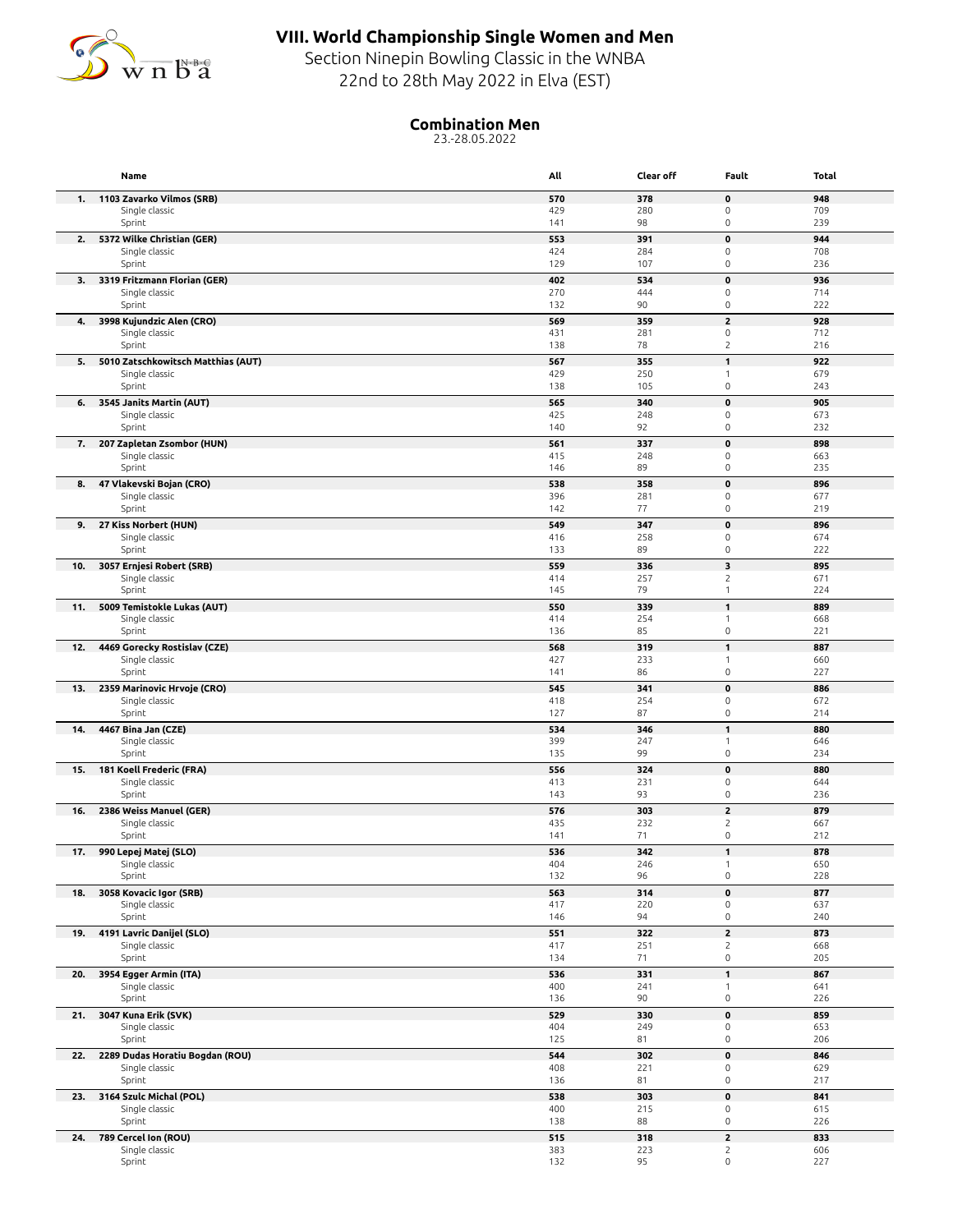# VIII. World Championship Single Women and Men

Section Ninepin Bowling Classic in the WNBA

22nd to 28th May 2022 in Elva (EST)

## Combination Men

23.-28.05.2022

| | Name | All | Clear off | Fault | Total |
|---|---|---|---|---|---|
| **1.** | **1103 Zavarko Vilmos (SRB)** | **570** | **378** | **0** | **948** |
| | Single classic | 429 | 280 | 0 | 709 |
| | Sprint | 141 | 98 | 0 | 239 |
| **2.** | **5372 Wilke Christian (GER)** | **553** | **391** | **0** | **944** |
| | Single classic | 424 | 284 | 0 | 708 |
| | Sprint | 129 | 107 | 0 | 236 |
| **3.** | **3319 Fritzmann Florian (GER)** | **402** | **534** | **0** | **936** |
| | Single classic | 270 | 444 | 0 | 714 |
| | Sprint | 132 | 90 | 0 | 222 |
| **4.** | **3998 Kujundzic Alen (CRO)** | **569** | **359** | **2** | **928** |
| | Single classic | 431 | 281 | 0 | 712 |
| | Sprint | 138 | 78 | 2 | 216 |
| **5.** | **5010 Zatschkowitsch Matthias (AUT)** | **567** | **355** | **1** | **922** |
| | Single classic | 429 | 250 | 1 | 679 |
| | Sprint | 138 | 105 | 0 | 243 |
| **6.** | **3545 Janits Martin (AUT)** | **565** | **340** | **0** | **905** |
| | Single classic | 425 | 248 | 0 | 673 |
| | Sprint | 140 | 92 | 0 | 232 |
| **7.** | **207 Zapletan Zsombor (HUN)** | **561** | **337** | **0** | **898** |
| | Single classic | 415 | 248 | 0 | 663 |
| | Sprint | 146 | 89 | 0 | 235 |
| **8.** | **47 Vlakevski Bojan (CRO)** | **538** | **358** | **0** | **896** |
| | Single classic | 396 | 281 | 0 | 677 |
| | Sprint | 142 | 77 | 0 | 219 |
| **9.** | **27 Kiss Norbert (HUN)** | **549** | **347** | **0** | **896** |
| | Single classic | 416 | 258 | 0 | 674 |
| | Sprint | 133 | 89 | 0 | 222 |
| **10.** | **3057 Ernjesi Robert (SRB)** | **559** | **336** | **3** | **895** |
| | Single classic | 414 | 257 | 2 | 671 |
| | Sprint | 145 | 79 | 1 | 224 |
| **11.** | **5009 Temistokle Lukas (AUT)** | **550** | **339** | **1** | **889** |
| | Single classic | 414 | 254 | 1 | 668 |
| | Sprint | 136 | 85 | 0 | 221 |
| **12.** | **4469 Gorecky Rostislav (CZE)** | **568** | **319** | **1** | **887** |
| | Single classic | 427 | 233 | 1 | 660 |
| | Sprint | 141 | 86 | 0 | 227 |
| **13.** | **2359 Marinovic Hrvoje (CRO)** | **545** | **341** | **0** | **886** |
| | Single classic | 418 | 254 | 0 | 672 |
| | Sprint | 127 | 87 | 0 | 214 |
| **14.** | **4467 Bina Jan (CZE)** | **534** | **346** | **1** | **880** |
| | Single classic | 399 | 247 | 1 | 646 |
| | Sprint | 135 | 99 | 0 | 234 |
| **15.** | **181 Koell Frederic (FRA)** | **556** | **324** | **0** | **880** |
| | Single classic | 413 | 231 | 0 | 644 |
| | Sprint | 143 | 93 | 0 | 236 |
| **16.** | **2386 Weiss Manuel (GER)** | **576** | **303** | **2** | **879** |
| | Single classic | 435 | 232 | 2 | 667 |
| | Sprint | 141 | 71 | 0 | 212 |
| **17.** | **990 Lepej Matej (SLO)** | **536** | **342** | **1** | **878** |
| | Single classic | 404 | 246 | 1 | 650 |
| | Sprint | 132 | 96 | 0 | 228 |
| **18.** | **3058 Kovacic Igor (SRB)** | **563** | **314** | **0** | **877** |
| | Single classic | 417 | 220 | 0 | 637 |
| | Sprint | 146 | 94 | 0 | 240 |
| **19.** | **4191 Lavric Danijel (SLO)** | **551** | **322** | **2** | **873** |
| | Single classic | 417 | 251 | 2 | 668 |
| | Sprint | 134 | 71 | 0 | 205 |
| **20.** | **3954 Egger Armin (ITA)** | **536** | **331** | **1** | **867** |
| | Single classic | 400 | 241 | 1 | 641 |
| | Sprint | 136 | 90 | 0 | 226 |
| **21.** | **3047 Kuna Erik (SVK)** | **529** | **330** | **0** | **859** |
| | Single classic | 404 | 249 | 0 | 653 |
| | Sprint | 125 | 81 | 0 | 206 |
| **22.** | **2289 Dudas Horatiu Bogdan (ROU)** | **544** | **302** | **0** | **846** |
| | Single classic | 408 | 221 | 0 | 629 |
| | Sprint | 136 | 81 | 0 | 217 |
| **23.** | **3164 Szulc Michal (POL)** | **538** | **303** | **0** | **841** |
| | Single classic | 400 | 215 | 0 | 615 |
| | Sprint | 138 | 88 | 0 | 226 |
| **24.** | **789 Cercel Ion (ROU)** | **515** | **318** | **2** | **833** |
| | Single classic | 383 | 223 | 2 | 606 |
| | Sprint | 132 | 95 | 0 | 227 |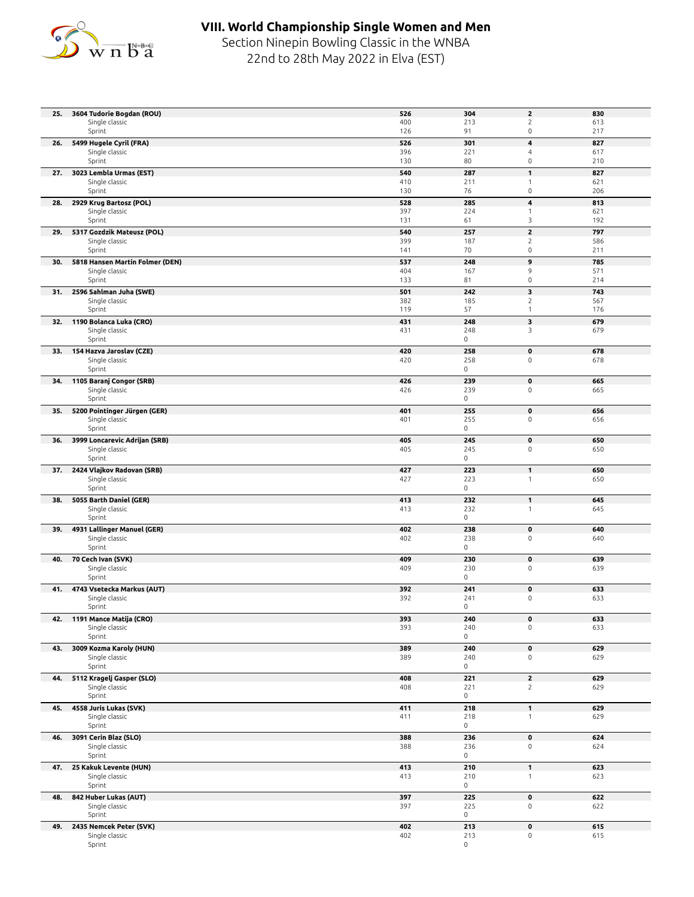# VIII. World Championship Single Women and Men

Section Ninepin Bowling Classic in the WNBA

22nd to 28th May 2022 in Elva (EST)

| | | | | | |
|---|---|---|---|---|---|
| **25.** | **3604 Tudorie Bogdan (ROU)** | **526** | **304** | **2** | **830** |
| | Single classic | 400 | 213 | 2 | 613 |
| | Sprint | 126 | 91 | 0 | 217 |
| **26.** | **5499 Hugele Cyril (FRA)** | **526** | **301** | **4** | **827** |
| | Single classic | 396 | 221 | 4 | 617 |
| | Sprint | 130 | 80 | 0 | 210 |
| **27.** | **3023 Lembla Urmas (EST)** | **540** | **287** | **1** | **827** |
| | Single classic | 410 | 211 | 1 | 621 |
| | Sprint | 130 | 76 | 0 | 206 |
| **28.** | **2929 Krug Bartosz (POL)** | **528** | **285** | **4** | **813** |
| | Single classic | 397 | 224 | 1 | 621 |
| | Sprint | 131 | 61 | 3 | 192 |
| **29.** | **5317 Gozdzik Mateusz (POL)** | **540** | **257** | **2** | **797** |
| | Single classic | 399 | 187 | 2 | 586 |
| | Sprint | 141 | 70 | 0 | 211 |
| **30.** | **5818 Hansen Martin Folmer (DEN)** | **537** | **248** | **9** | **785** |
| | Single classic | 404 | 167 | 9 | 571 |
| | Sprint | 133 | 81 | 0 | 214 |
| **31.** | **2596 Sahlman Juha (SWE)** | **501** | **242** | **3** | **743** |
| | Single classic | 382 | 185 | 2 | 567 |
| | Sprint | 119 | 57 | 1 | 176 |
| **32.** | **1190 Bolanca Luka (CRO)** | **431** | **248** | **3** | **679** |
| | Single classic | 431 | 248 | 3 | 679 |
| | Sprint | | 0 | | |
| **33.** | **154 Hazva Jaroslav (CZE)** | **420** | **258** | **0** | **678** |
| | Single classic | 420 | 258 | 0 | 678 |
| | Sprint | | 0 | | |
| **34.** | **1105 Baranj Congor (SRB)** | **426** | **239** | **0** | **665** |
| | Single classic | 426 | 239 | 0 | 665 |
| | Sprint | | 0 | | |
| **35.** | **5200 Pointinger Jürgen (GER)** | **401** | **255** | **0** | **656** |
| | Single classic | 401 | 255 | 0 | 656 |
| | Sprint | | 0 | | |
| **36.** | **3999 Loncarevic Adrijan (SRB)** | **405** | **245** | **0** | **650** |
| | Single classic | 405 | 245 | 0 | 650 |
| | Sprint | | 0 | | |
| **37.** | **2424 Vlajkov Radovan (SRB)** | **427** | **223** | **1** | **650** |
| | Single classic | 427 | 223 | 1 | 650 |
| | Sprint | | 0 | | |
| **38.** | **5055 Barth Daniel (GER)** | **413** | **232** | **1** | **645** |
| | Single classic | 413 | 232 | 1 | 645 |
| | Sprint | | 0 | | |
| **39.** | **4931 Lallinger Manuel (GER)** | **402** | **238** | **0** | **640** |
| | Single classic | 402 | 238 | 0 | 640 |
| | Sprint | | 0 | | |
| **40.** | **70 Cech Ivan (SVK)** | **409** | **230** | **0** | **639** |
| | Single classic | 409 | 230 | 0 | 639 |
| | Sprint | | 0 | | |
| **41.** | **4743 Vsetecka Markus (AUT)** | **392** | **241** | **0** | **633** |
| | Single classic | 392 | 241 | 0 | 633 |
| | Sprint | | 0 | | |
| **42.** | **1191 Mance Matija (CRO)** | **393** | **240** | **0** | **633** |
| | Single classic | 393 | 240 | 0 | 633 |
| | Sprint | | 0 | | |
| **43.** | **3009 Kozma Karoly (HUN)** | **389** | **240** | **0** | **629** |
| | Single classic | 389 | 240 | 0 | 629 |
| | Sprint | | 0 | | |
| **44.** | **5112 Kragelj Gasper (SLO)** | **408** | **221** | **2** | **629** |
| | Single classic | 408 | 221 | 2 | 629 |
| | Sprint | | 0 | | |
| **45.** | **4558 Juris Lukas (SVK)** | **411** | **218** | **1** | **629** |
| | Single classic | 411 | 218 | 1 | 629 |
| | Sprint | | 0 | | |
| **46.** | **3091 Cerin Blaz (SLO)** | **388** | **236** | **0** | **624** |
| | Single classic | 388 | 236 | 0 | 624 |
| | Sprint | | 0 | | |
| **47.** | **25 Kakuk Levente (HUN)** | **413** | **210** | **1** | **623** |
| | Single classic | 413 | 210 | 1 | 623 |
| | Sprint | | 0 | | |
| **48.** | **842 Huber Lukas (AUT)** | **397** | **225** | **0** | **622** |
| | Single classic | 397 | 225 | 0 | 622 |
| | Sprint | | 0 | | |
| **49.** | **2435 Nemcek Peter (SVK)** | **402** | **213** | **0** | **615** |
| | Single classic | 402 | 213 | 0 | 615 |
| | Sprint | | 0 | | |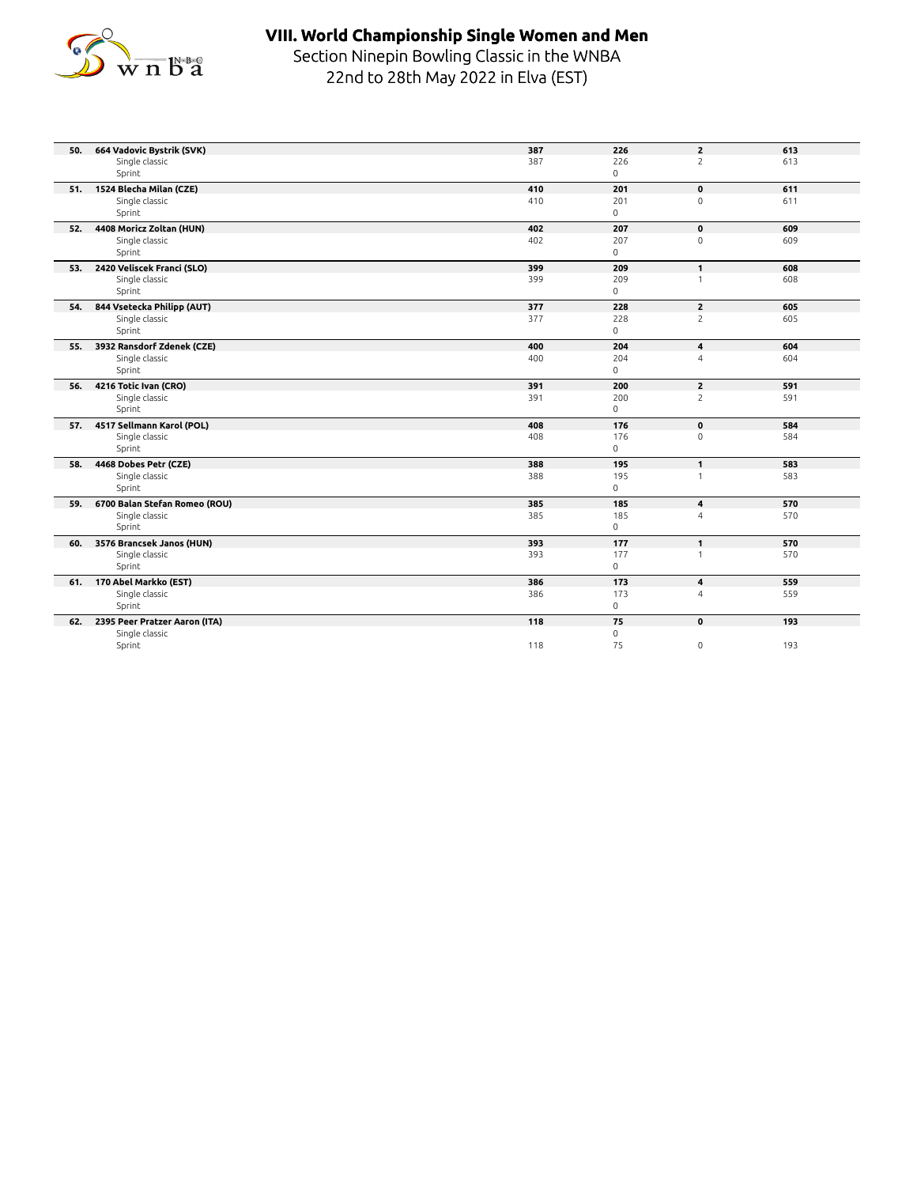# VIII. World Championship Single Women and Men

Section Ninepin Bowling Classic in the WNBA

22nd to 28th May 2022 in Elva (EST)

| | | | | | |
|---|---|---|---|---|---|
| **50.** | **664 Vadovic Bystrik (SVK)** | **387** | **226** | **2** | **613** |
| | Single classic | 387 | 226 | 2 | 613 |
| | Sprint | | 0 | | |
| **51.** | **1524 Blecha Milan (CZE)** | **410** | **201** | **0** | **611** |
| | Single classic | 410 | 201 | 0 | 611 |
| | Sprint | | 0 | | |
| **52.** | **4408 Moricz Zoltan (HUN)** | **402** | **207** | **0** | **609** |
| | Single classic | 402 | 207 | 0 | 609 |
| | Sprint | | 0 | | |
| **53.** | **2420 Veliscek Franci (SLO)** | **399** | **209** | **1** | **608** |
| | Single classic | 399 | 209 | 1 | 608 |
| | Sprint | | 0 | | |
| **54.** | **844 Vsetecka Philipp (AUT)** | **377** | **228** | **2** | **605** |
| | Single classic | 377 | 228 | 2 | 605 |
| | Sprint | | 0 | | |
| **55.** | **3932 Ransdorf Zdenek (CZE)** | **400** | **204** | **4** | **604** |
| | Single classic | 400 | 204 | 4 | 604 |
| | Sprint | | 0 | | |
| **56.** | **4216 Totic Ivan (CRO)** | **391** | **200** | **2** | **591** |
| | Single classic | 391 | 200 | 2 | 591 |
| | Sprint | | 0 | | |
| **57.** | **4517 Sellmann Karol (POL)** | **408** | **176** | **0** | **584** |
| | Single classic | 408 | 176 | 0 | 584 |
| | Sprint | | 0 | | |
| **58.** | **4468 Dobes Petr (CZE)** | **388** | **195** | **1** | **583** |
| | Single classic | 388 | 195 | 1 | 583 |
| | Sprint | | 0 | | |
| **59.** | **6700 Balan Stefan Romeo (ROU)** | **385** | **185** | **4** | **570** |
| | Single classic | 385 | 185 | 4 | 570 |
| | Sprint | | 0 | | |
| **60.** | **3576 Brancsek Janos (HUN)** | **393** | **177** | **1** | **570** |
| | Single classic | 393 | 177 | 1 | 570 |
| | Sprint | | 0 | | |
| **61.** | **170 Abel Markko (EST)** | **386** | **173** | **4** | **559** |
| | Single classic | 386 | 173 | 4 | 559 |
| | Sprint | | 0 | | |
| **62.** | **2395 Peer Pratzer Aaron (ITA)** | **118** | **75** | **0** | **193** |
| | Single classic | | 0 | | |
| | Sprint | 118 | 75 | 0 | 193 |